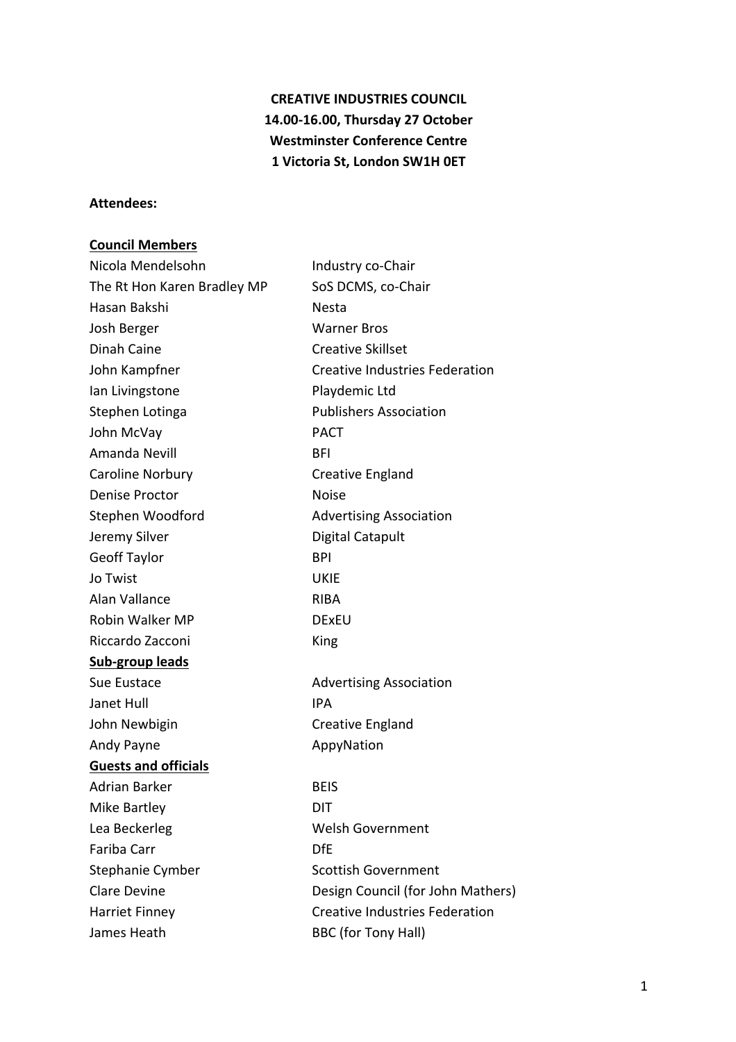**CREATIVE INDUSTRIES COUNCIL**
**14.00-16.00, Thursday 27 October**
**Westminster Conference Centre**
**1 Victoria St, London SW1H 0ET**

**Attendees:**

**Council Members**

| | |
|---|---|
| Nicola Mendelsohn | Industry co-Chair |
| The Rt Hon Karen Bradley MP | SoS DCMS, co-Chair |
| Hasan Bakshi | Nesta |
| Josh Berger | Warner Bros |
| Dinah Caine | Creative Skillset |
| John Kampfner | Creative Industries Federation |
| Ian Livingstone | Playdemic Ltd |
| Stephen Lotinga | Publishers Association |
| John McVay | PACT |
| Amanda Nevill | BFI |
| Caroline Norbury | Creative England |
| Denise Proctor | Noise |
| Stephen Woodford | Advertising Association |
| Jeremy Silver | Digital Catapult |
| Geoff Taylor | BPI |
| Jo Twist | UKIE |
| Alan Vallance | RIBA |
| Robin Walker MP | DExEU |
| Riccardo Zacconi | King |

**Sub-group leads**

| | |
|---|---|
| Sue Eustace | Advertising Association |
| Janet Hull | IPA |
| John Newbigin | Creative England |
| Andy Payne | AppyNation |

**Guests and officials**

| | |
|---|---|
| Adrian Barker | BEIS |
| Mike Bartley | DIT |
| Lea Beckerleg | Welsh Government |
| Fariba Carr | DfE |
| Stephanie Cymber | Scottish Government |
| Clare Devine | Design Council (for John Mathers) |
| Harriet Finney | Creative Industries Federation |
| James Heath | BBC (for Tony Hall) |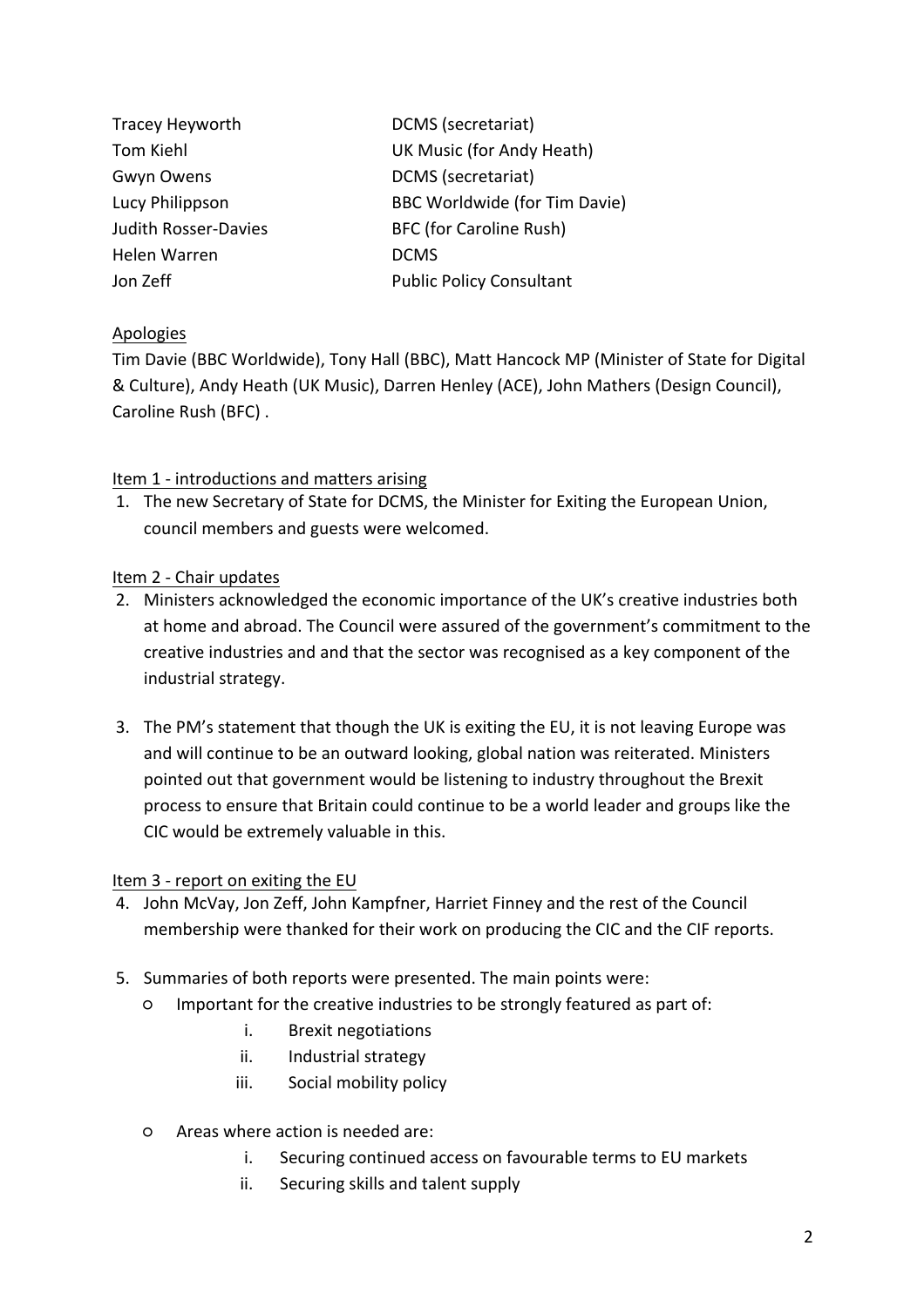| | |
|---|---|
| Tracey Heyworth | DCMS (secretariat) |
| Tom Kiehl | UK Music (for Andy Heath) |
| Gwyn Owens | DCMS (secretariat) |
| Lucy Philippson | BBC Worldwide (for Tim Davie) |
| Judith Rosser-Davies | BFC (for Caroline Rush) |
| Helen Warren | DCMS |
| Jon Zeff | Public Policy Consultant |

<u>Apologies</u>

Tim Davie (BBC Worldwide), Tony Hall (BBC), Matt Hancock MP (Minister of State for Digital & Culture), Andy Heath (UK Music), Darren Henley (ACE), John Mathers (Design Council), Caroline Rush (BFC) .

<u>Item 1 - introductions and matters arising</u>

1. The new Secretary of State for DCMS, the Minister for Exiting the European Union, council members and guests were welcomed.

<u>Item 2 - Chair updates</u>

2. Ministers acknowledged the economic importance of the UK's creative industries both at home and abroad. The Council were assured of the government's commitment to the creative industries and and that the sector was recognised as a key component of the industrial strategy.

3. The PM's statement that though the UK is exiting the EU, it is not leaving Europe was and will continue to be an outward looking, global nation was reiterated. Ministers pointed out that government would be listening to industry throughout the Brexit process to ensure that Britain could continue to be a world leader and groups like the CIC would be extremely valuable in this.

<u>Item 3 - report on exiting the EU</u>

4. John McVay, Jon Zeff, John Kampfner, Harriet Finney and the rest of the Council membership were thanked for their work on producing the CIC and the CIF reports.

5. Summaries of both reports were presented. The main points were:
   - Important for the creative industries to be strongly featured as part of:
     1. Brexit negotiations
     2. Industrial strategy
     3. Social mobility policy

   - Areas where action is needed are:
     1. Securing continued access on favourable terms to EU markets
     2. Securing skills and talent supply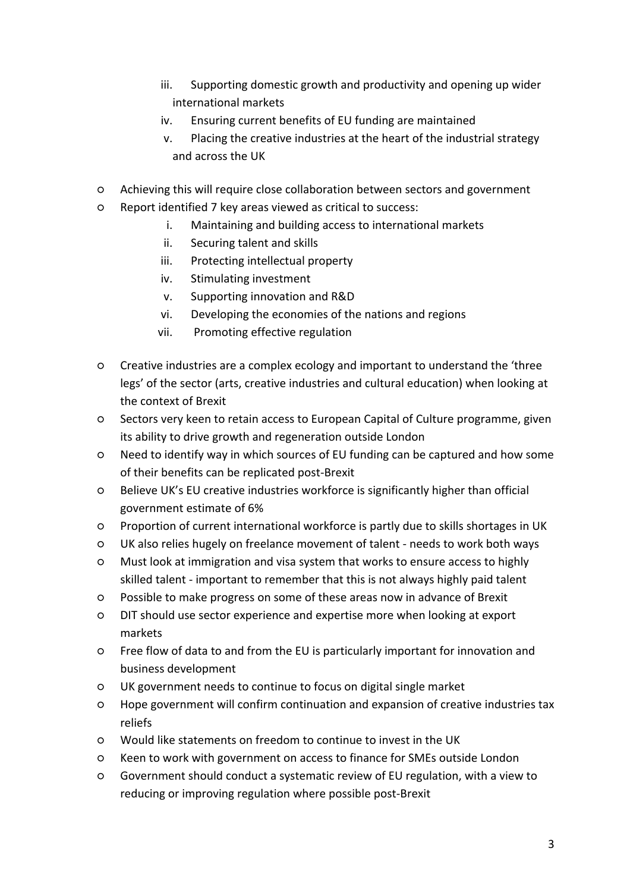iii. Supporting domestic growth and productivity and opening up wider international markets
   iv. Ensuring current benefits of EU funding are maintained
   v. Placing the creative industries at the heart of the industrial strategy and across the UK

- Achieving this will require close collaboration between sectors and government
- Report identified 7 key areas viewed as critical to success:
   i. Maintaining and building access to international markets
   ii. Securing talent and skills
   iii. Protecting intellectual property
   iv. Stimulating investment
   v. Supporting innovation and R&D
   vi. Developing the economies of the nations and regions
   vii. Promoting effective regulation

- Creative industries are a complex ecology and important to understand the 'three legs' of the sector (arts, creative industries and cultural education) when looking at the context of Brexit
- Sectors very keen to retain access to European Capital of Culture programme, given its ability to drive growth and regeneration outside London
- Need to identify way in which sources of EU funding can be captured and how some of their benefits can be replicated post-Brexit
- Believe UK's EU creative industries workforce is significantly higher than official government estimate of 6%
- Proportion of current international workforce is partly due to skills shortages in UK
- UK also relies hugely on freelance movement of talent - needs to work both ways
- Must look at immigration and visa system that works to ensure access to highly skilled talent - important to remember that this is not always highly paid talent
- Possible to make progress on some of these areas now in advance of Brexit
- DIT should use sector experience and expertise more when looking at export markets
- Free flow of data to and from the EU is particularly important for innovation and business development
- UK government needs to continue to focus on digital single market
- Hope government will confirm continuation and expansion of creative industries tax reliefs
- Would like statements on freedom to continue to invest in the UK
- Keen to work with government on access to finance for SMEs outside London
- Government should conduct a systematic review of EU regulation, with a view to reducing or improving regulation where possible post-Brexit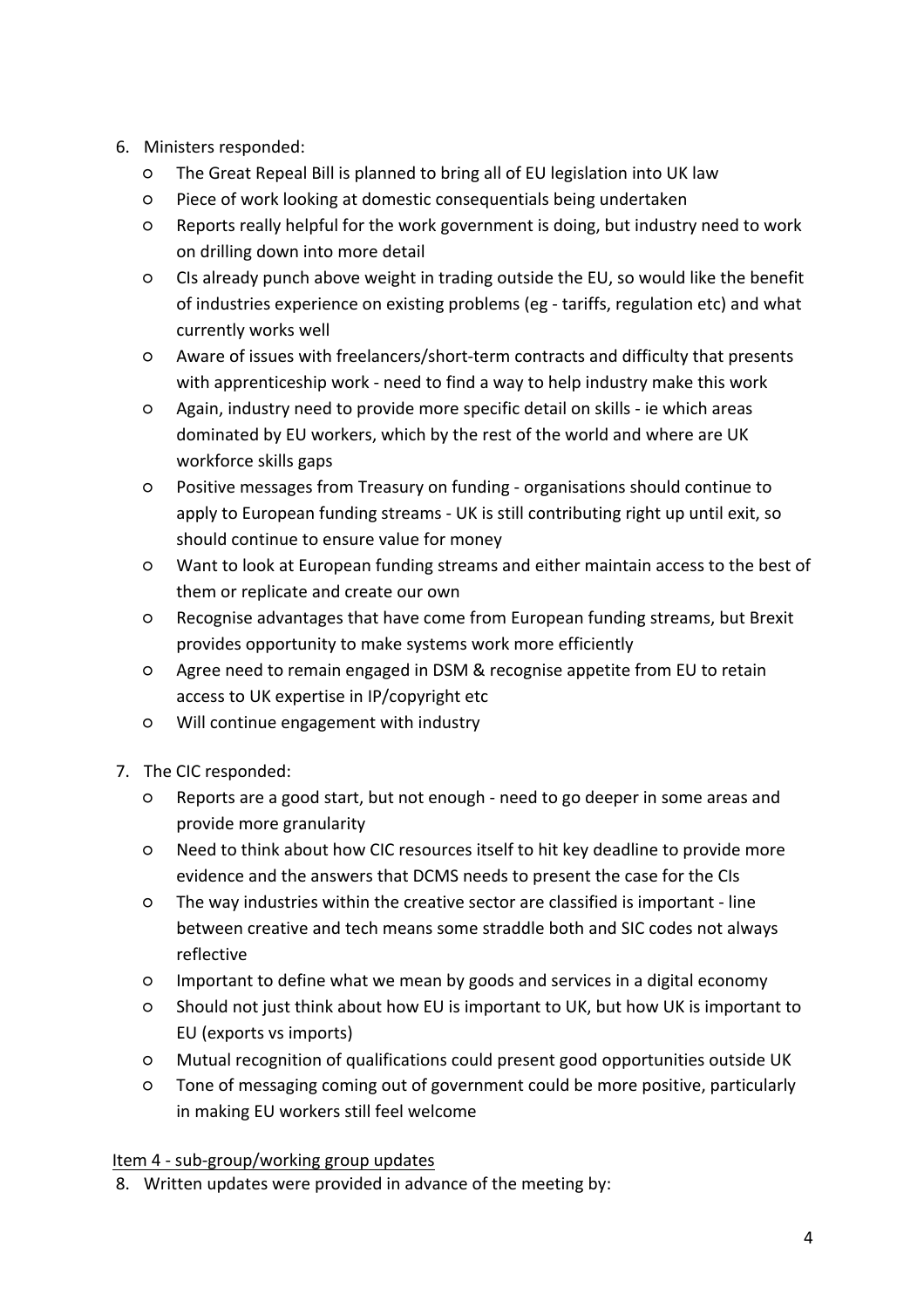6. Ministers responded:
    - The Great Repeal Bill is planned to bring all of EU legislation into UK law
    - Piece of work looking at domestic consequentials being undertaken
    - Reports really helpful for the work government is doing, but industry need to work on drilling down into more detail
    - CIs already punch above weight in trading outside the EU, so would like the benefit of industries experience on existing problems (eg - tariffs, regulation etc) and what currently works well
    - Aware of issues with freelancers/short-term contracts and difficulty that presents with apprenticeship work - need to find a way to help industry make this work
    - Again, industry need to provide more specific detail on skills - ie which areas dominated by EU workers, which by the rest of the world and where are UK workforce skills gaps
    - Positive messages from Treasury on funding - organisations should continue to apply to European funding streams - UK is still contributing right up until exit, so should continue to ensure value for money
    - Want to look at European funding streams and either maintain access to the best of them or replicate and create our own
    - Recognise advantages that have come from European funding streams, but Brexit provides opportunity to make systems work more efficiently
    - Agree need to remain engaged in DSM & recognise appetite from EU to retain access to UK expertise in IP/copyright etc
    - Will continue engagement with industry

7. The CIC responded:
    - Reports are a good start, but not enough - need to go deeper in some areas and provide more granularity
    - Need to think about how CIC resources itself to hit key deadline to provide more evidence and the answers that DCMS needs to present the case for the CIs
    - The way industries within the creative sector are classified is important - line between creative and tech means some straddle both and SIC codes not always reflective
    - Important to define what we mean by goods and services in a digital economy
    - Should not just think about how EU is important to UK, but how UK is important to EU (exports vs imports)
    - Mutual recognition of qualifications could present good opportunities outside UK
    - Tone of messaging coming out of government could be more positive, particularly in making EU workers still feel welcome

<u>Item 4 - sub-group/working group updates</u>

8. Written updates were provided in advance of the meeting by: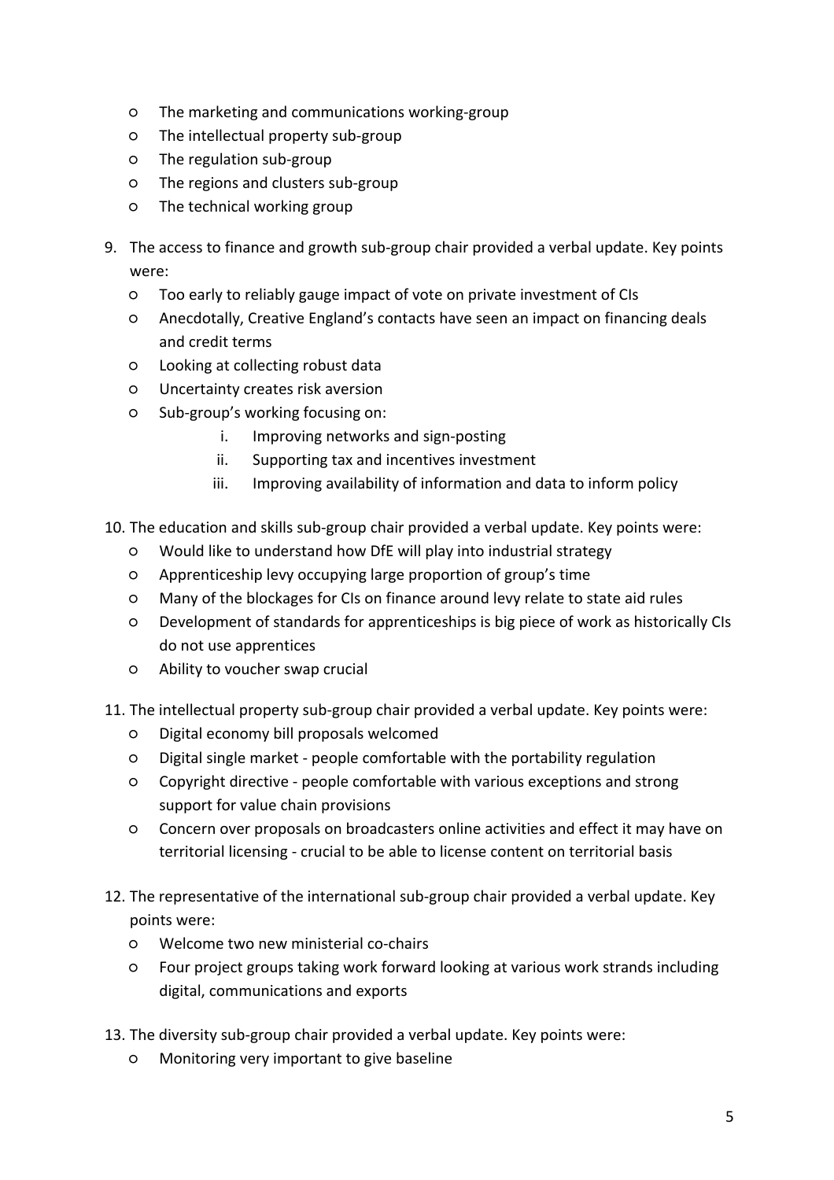- The marketing and communications working-group
- The intellectual property sub-group
- The regulation sub-group
- The regions and clusters sub-group
- The technical working group

9. The access to finance and growth sub-group chair provided a verbal update. Key points were:
   - Too early to reliably gauge impact of vote on private investment of CIs
   - Anecdotally, Creative England's contacts have seen an impact on financing deals and credit terms
   - Looking at collecting robust data
   - Uncertainty creates risk aversion
   - Sub-group's working focusing on:
     i. Improving networks and sign-posting
     ii. Supporting tax and incentives investment
     iii. Improving availability of information and data to inform policy

10. The education and skills sub-group chair provided a verbal update. Key points were:
    - Would like to understand how DfE will play into industrial strategy
    - Apprenticeship levy occupying large proportion of group's time
    - Many of the blockages for CIs on finance around levy relate to state aid rules
    - Development of standards for apprenticeships is big piece of work as historically CIs do not use apprentices
    - Ability to voucher swap crucial

11. The intellectual property sub-group chair provided a verbal update. Key points were:
    - Digital economy bill proposals welcomed
    - Digital single market - people comfortable with the portability regulation
    - Copyright directive - people comfortable with various exceptions and strong support for value chain provisions
    - Concern over proposals on broadcasters online activities and effect it may have on territorial licensing - crucial to be able to license content on territorial basis

12. The representative of the international sub-group chair provided a verbal update. Key points were:
    - Welcome two new ministerial co-chairs
    - Four project groups taking work forward looking at various work strands including digital, communications and exports

13. The diversity sub-group chair provided a verbal update. Key points were:
    - Monitoring very important to give baseline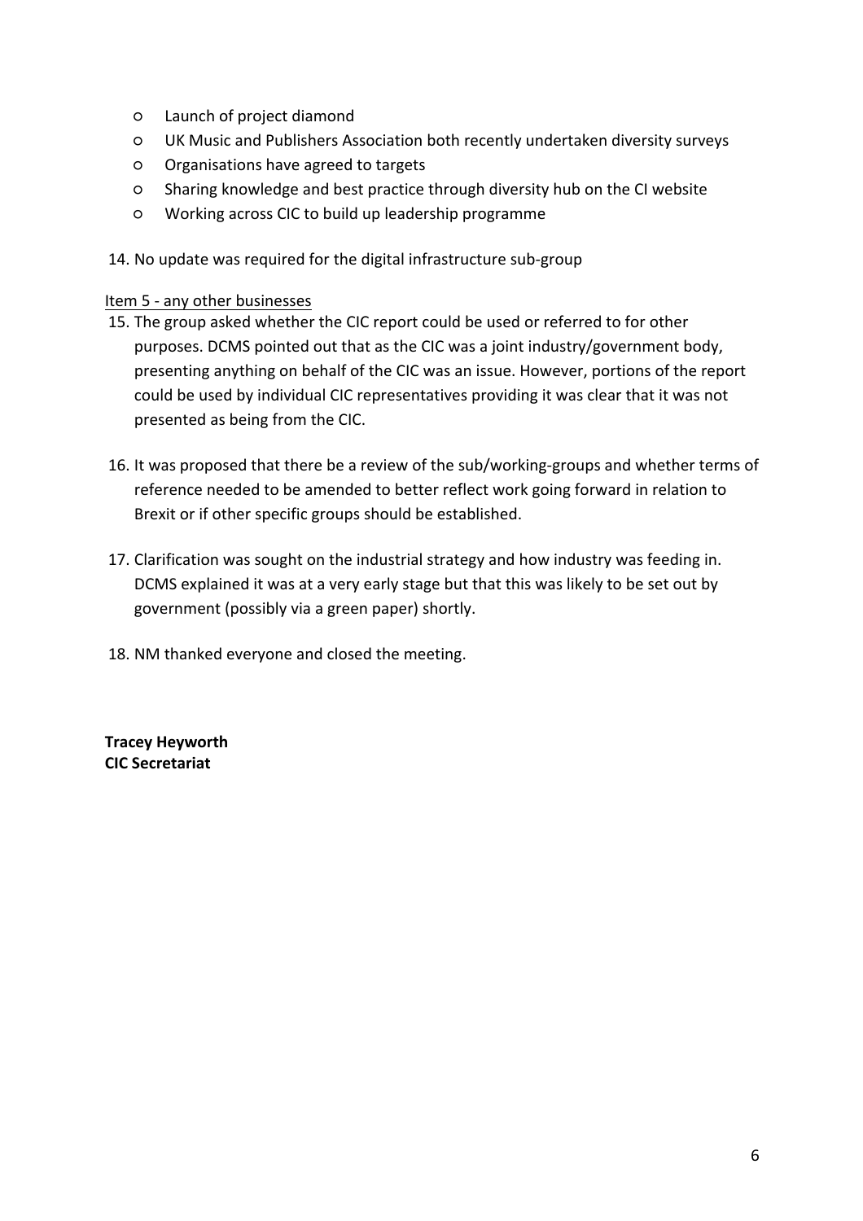- Launch of project diamond
- UK Music and Publishers Association both recently undertaken diversity surveys
- Organisations have agreed to targets
- Sharing knowledge and best practice through diversity hub on the CI website
- Working across CIC to build up leadership programme

14. No update was required for the digital infrastructure sub-group

Item 5 - any other businesses

15. The group asked whether the CIC report could be used or referred to for other purposes. DCMS pointed out that as the CIC was a joint industry/government body, presenting anything on behalf of the CIC was an issue. However, portions of the report could be used by individual CIC representatives providing it was clear that it was not presented as being from the CIC.

16. It was proposed that there be a review of the sub/working-groups and whether terms of reference needed to be amended to better reflect work going forward in relation to Brexit or if other specific groups should be established.

17. Clarification was sought on the industrial strategy and how industry was feeding in. DCMS explained it was at a very early stage but that this was likely to be set out by government (possibly via a green paper) shortly.

18. NM thanked everyone and closed the meeting.

**Tracey Heyworth**
**CIC Secretariat**